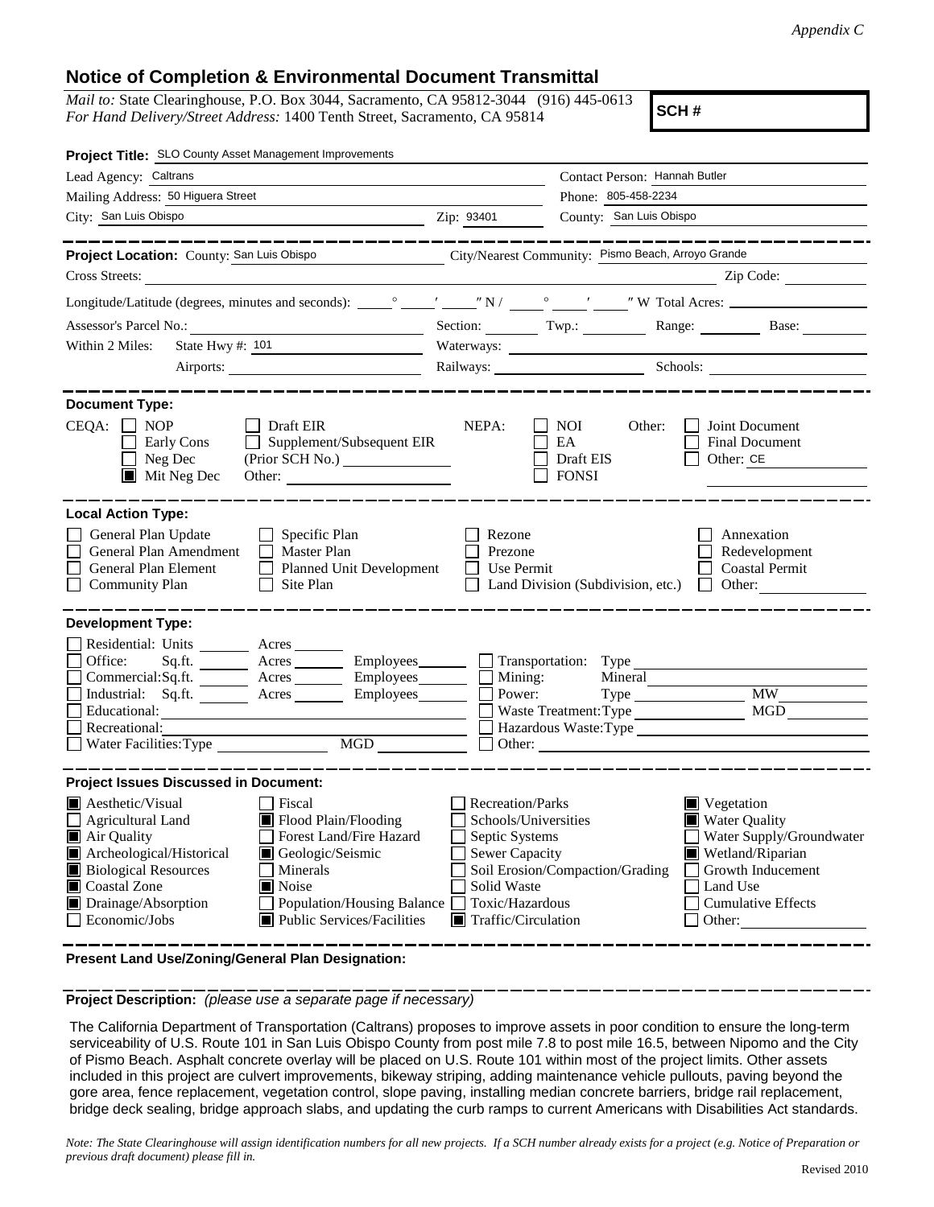*Appendix C*

# Notice of Completion & Environmental Document Transmittal

*Mail to:* State Clearinghouse, P.O. Box 3044, Sacramento, CA 95812-3044 (916) 445-0613
*For Hand Delivery/Street Address:* 1400 Tenth Street, Sacramento, CA 95814

**SCH #**

**Project Title:** SLO County Asset Management Improvements

Lead Agency: Caltrans
Contact Person: Hannah Butler
Mailing Address: 50 Higuera Street
Phone: 805-458-2234
City: San Luis Obispo
Zip: 93401
County: San Luis Obispo

---

**Project Location:** County: San Luis Obispo
City/Nearest Community: Pismo Beach, Arroyo Grande
Cross Streets:
Zip Code:
Longitude/Latitude (degrees, minutes and seconds): ___° ___′ ___″ N / ___° ___′ ___″ W Total Acres:
Assessor's Parcel No.:
Section: Twp.: Range: Base:
Within 2 Miles: State Hwy #: 101
Waterways:
Airports:
Railways:
Schools:

---

**Document Type:**

CEQA:
- ☐ NOP
- ☐ Early Cons
- ☐ Neg Dec
- ☒ Mit Neg Dec
- ☐ Draft EIR
- ☐ Supplement/Subsequent EIR (Prior SCH No.)
- Other:

NEPA:
- ☐ NOI
- ☐ EA
- ☐ Draft EIS
- ☐ FONSI

Other:
- ☐ Joint Document
- ☐ Final Document
- ☐ Other: CE

---

**Local Action Type:**

- ☐ General Plan Update
- ☐ General Plan Amendment
- ☐ General Plan Element
- ☐ Community Plan
- ☐ Specific Plan
- ☐ Master Plan
- ☐ Planned Unit Development
- ☐ Site Plan
- ☐ Rezone
- ☐ Prezone
- ☐ Use Permit
- ☐ Land Division (Subdivision, etc.)
- ☐ Annexation
- ☐ Redevelopment
- ☐ Coastal Permit
- ☐ Other:

---

**Development Type:**

- ☐ Residential: Units ___ Acres ___
- ☐ Office: Sq.ft. ___ Acres ___ Employees ___
- ☐ Commercial: Sq.ft. ___ Acres ___ Employees ___
- ☐ Industrial: Sq.ft. ___ Acres ___ Employees ___
- ☐ Educational:
- ☐ Recreational:
- ☐ Water Facilities: Type ___ MGD ___
- ☐ Transportation: Type
- ☐ Mining: Mineral
- ☐ Power: Type ___ MW ___
- ☐ Waste Treatment: Type ___ MGD ___
- ☐ Hazardous Waste: Type
- ☐ Other:

---

**Project Issues Discussed in Document:**

- ☒ Aesthetic/Visual
- ☐ Agricultural Land
- ☒ Air Quality
- ☒ Archeological/Historical
- ☒ Biological Resources
- ☒ Coastal Zone
- ☒ Drainage/Absorption
- ☐ Economic/Jobs
- ☐ Fiscal
- ☒ Flood Plain/Flooding
- ☐ Forest Land/Fire Hazard
- ☒ Geologic/Seismic
- ☐ Minerals
- ☒ Noise
- ☐ Population/Housing Balance
- ☒ Public Services/Facilities
- ☐ Recreation/Parks
- ☐ Schools/Universities
- ☐ Septic Systems
- ☐ Sewer Capacity
- ☐ Soil Erosion/Compaction/Grading
- ☐ Solid Waste
- ☐ Toxic/Hazardous
- ☒ Traffic/Circulation
- ☒ Vegetation
- ☒ Water Quality
- ☐ Water Supply/Groundwater
- ☒ Wetland/Riparian
- ☐ Growth Inducement
- ☐ Land Use
- ☐ Cumulative Effects
- ☐ Other:

---

**Present Land Use/Zoning/General Plan Designation:**

---

**Project Description:** *(please use a separate page if necessary)*

The California Department of Transportation (Caltrans) proposes to improve assets in poor condition to ensure the long-term serviceability of U.S. Route 101 in San Luis Obispo County from post mile 7.8 to post mile 16.5, between Nipomo and the City of Pismo Beach. Asphalt concrete overlay will be placed on U.S. Route 101 within most of the project limits. Other assets included in this project are culvert improvements, bikeway striping, adding maintenance vehicle pullouts, paving beyond the gore area, fence replacement, vegetation control, slope paving, installing median concrete barriers, bridge rail replacement, bridge deck sealing, bridge approach slabs, and updating the curb ramps to current Americans with Disabilities Act standards.

*Note: The State Clearinghouse will assign identification numbers for all new projects. If a SCH number already exists for a project (e.g. Notice of Preparation or previous draft document) please fill in.*

Revised 2010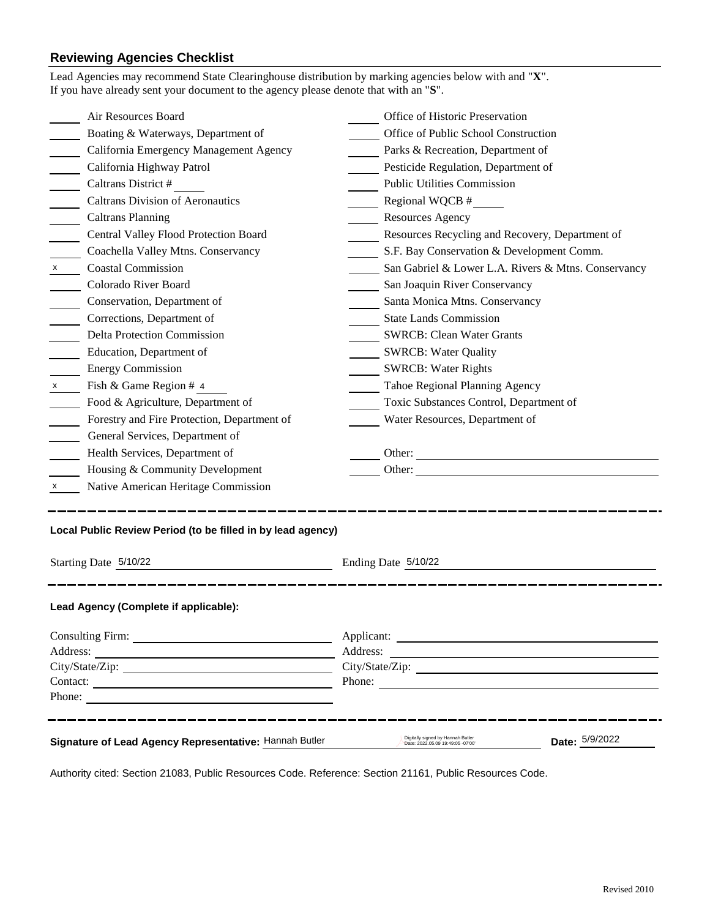## Reviewing Agencies Checklist

Lead Agencies may recommend State Clearinghouse distribution by marking agencies below with and "**X**".
If you have already sent your document to the agency please denote that with an "**S**".

| | | | |
|---|---|---|---|
| | Air Resources Board | | Office of Historic Preservation |
| | Boating & Waterways, Department of | | Office of Public School Construction |
| | California Emergency Management Agency | | Parks & Recreation, Department of |
| | California Highway Patrol | | Pesticide Regulation, Department of |
| | Caltrans District # | | Public Utilities Commission |
| | Caltrans Division of Aeronautics | | Regional WQCB # |
| | Caltrans Planning | | Resources Agency |
| | Central Valley Flood Protection Board | | Resources Recycling and Recovery, Department of |
| | Coachella Valley Mtns. Conservancy | | S.F. Bay Conservation & Development Comm. |
| x | Coastal Commission | | San Gabriel & Lower L.A. Rivers & Mtns. Conservancy |
| | Colorado River Board | | San Joaquin River Conservancy |
| | Conservation, Department of | | Santa Monica Mtns. Conservancy |
| | Corrections, Department of | | State Lands Commission |
| | Delta Protection Commission | | SWRCB: Clean Water Grants |
| | Education, Department of | | SWRCB: Water Quality |
| | Energy Commission | | SWRCB: Water Rights |
| x | Fish & Game Region # 4 | | Tahoe Regional Planning Agency |
| | Food & Agriculture, Department of | | Toxic Substances Control, Department of |
| | Forestry and Fire Protection, Department of | | Water Resources, Department of |
| | General Services, Department of | | |
| | Health Services, Department of | | Other: |
| | Housing & Community Development | | Other: |
| x | Native American Heritage Commission | | |

---

**Local Public Review Period (to be filled in by lead agency)**

Starting Date 5/10/22 Ending Date 5/10/22

---

**Lead Agency (Complete if applicable):**

Consulting Firm:
Address:
City/State/Zip:
Contact:
Phone:

Applicant:
Address:
City/State/Zip:
Phone:

---

**Signature of Lead Agency Representative:** Hannah Butler Digitally signed by Hannah Butler Date: 2022.05.09 19:49:05 -07'00' **Date:** 5/9/2022

Authority cited: Section 21083, Public Resources Code. Reference: Section 21161, Public Resources Code.

Revised 2010